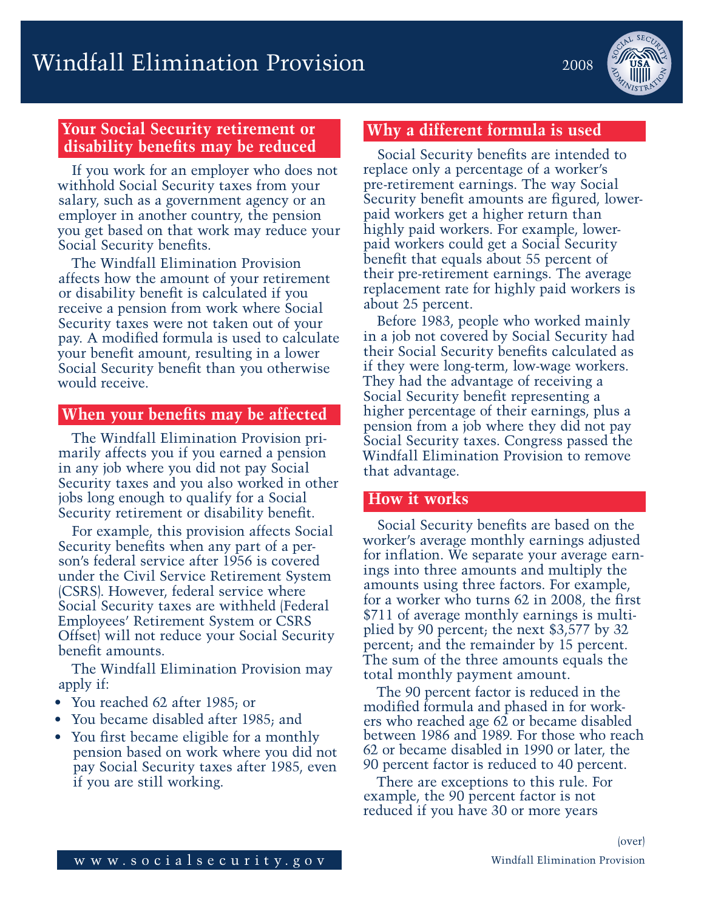# Windfall Elimination Provision

2008

## Your Social Security retirement or disability benefits may be reduced

If you work for an employer who does not withhold Social Security taxes from your salary, such as a government agency or an employer in another country, the pension you get based on that work may reduce your Social Security benefits.

The Windfall Elimination Provision affects how the amount of your retirement or disability benefit is calculated if you receive a pension from work where Social Security taxes were not taken out of your pay. A modified formula is used to calculate your benefit amount, resulting in a lower Social Security benefit than you otherwise would receive.

## When your benefits may be affected

The Windfall Elimination Provision primarily affects you if you earned a pension in any job where you did not pay Social Security taxes and you also worked in other jobs long enough to qualify for a Social Security retirement or disability benefit.

For example, this provision affects Social Security benefits when any part of a person's federal service after 1956 is covered under the Civil Service Retirement System (CSRS). However, federal service where Social Security taxes are withheld (Federal Employees' Retirement System or CSRS Offset) will not reduce your Social Security benefit amounts.

The Windfall Elimination Provision may apply if:

- You reached 62 after 1985; or
- You became disabled after 1985; and
- You first became eligible for a monthly pension based on work where you did not pay Social Security taxes after 1985, even if you are still working.

## Why a different formula is used

Social Security benefits are intended to replace only a percentage of a worker's pre-retirement earnings. The way Social Security benefit amounts are figured, lower-paid workers get a higher return than highly paid workers. For example, lower-paid workers could get a Social Security benefit that equals about 55 percent of their pre-retirement earnings. The average replacement rate for highly paid workers is about 25 percent.

Before 1983, people who worked mainly in a job not covered by Social Security had their Social Security benefits calculated as if they were long-term, low-wage workers. They had the advantage of receiving a Social Security benefit representing a higher percentage of their earnings, plus a pension from a job where they did not pay Social Security taxes. Congress passed the Windfall Elimination Provision to remove that advantage.

## How it works

Social Security benefits are based on the worker's average monthly earnings adjusted for inflation. We separate your average earnings into three amounts and multiply the amounts using three factors. For example, for a worker who turns 62 in 2008, the first $711 of average monthly earnings is multiplied by 90 percent; the next $3,577 by 32 percent; and the remainder by 15 percent. The sum of the three amounts equals the total monthly payment amount.

The 90 percent factor is reduced in the modified formula and phased in for workers who reached age 62 or became disabled between 1986 and 1989. For those who reach 62 or became disabled in 1990 or later, the 90 percent factor is reduced to 40 percent.

There are exceptions to this rule. For example, the 90 percent factor is not reduced if you have 30 or more years

(over)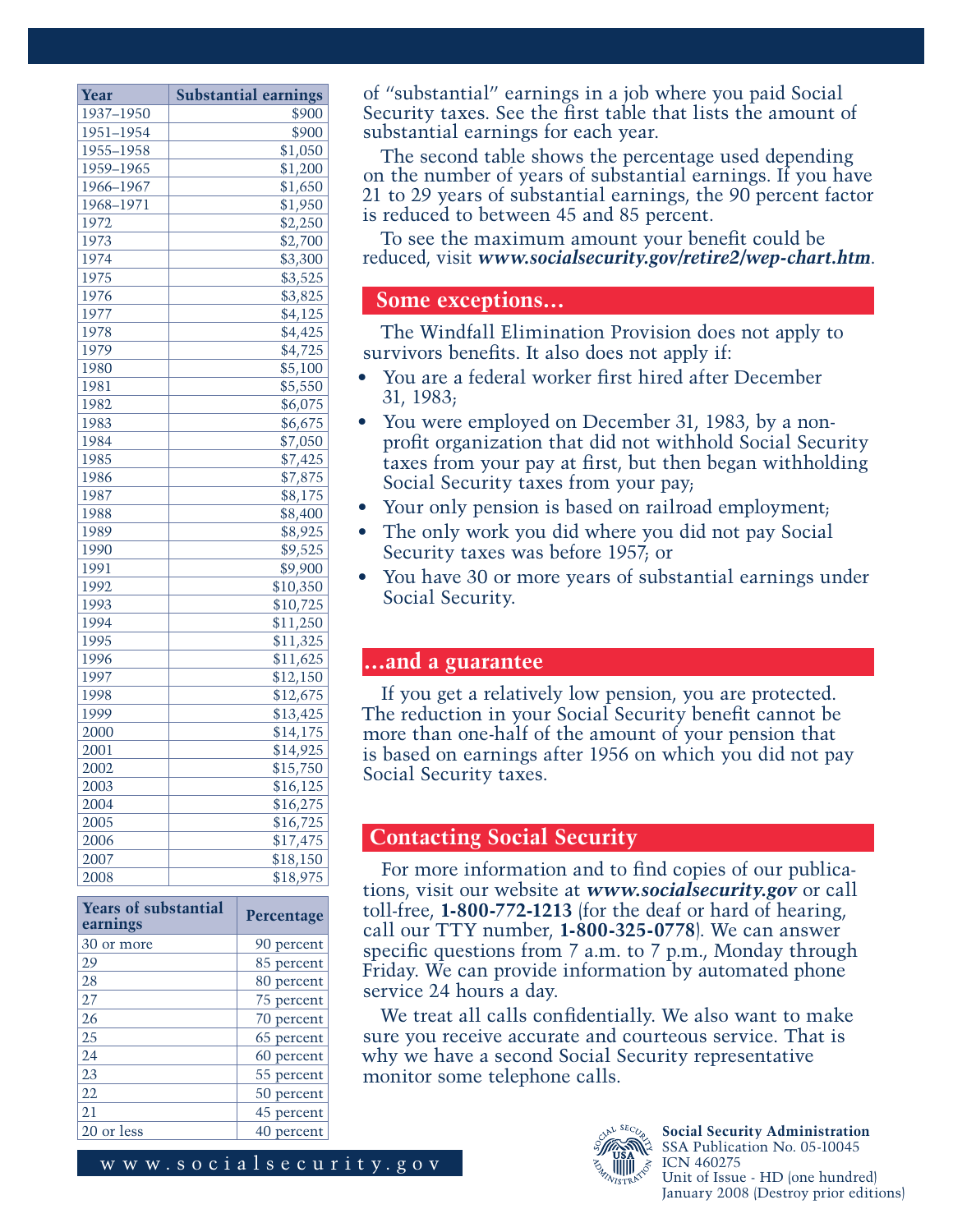| Year | Substantial earnings |
|---|---|
| 1937–1950 | $900 |
| 1951–1954 | $900 |
| 1955–1958 | $1,050 |
| 1959–1965 | $1,200 |
| 1966–1967 | $1,650 |
| 1968–1971 | $1,950 |
| 1972 | $2,250 |
| 1973 | $2,700 |
| 1974 | $3,300 |
| 1975 | $3,525 |
| 1976 | $3,825 |
| 1977 | $4,125 |
| 1978 | $4,425 |
| 1979 | $4,725 |
| 1980 | $5,100 |
| 1981 | $5,550 |
| 1982 | $6,075 |
| 1983 | $6,675 |
| 1984 | $7,050 |
| 1985 | $7,425 |
| 1986 | $7,875 |
| 1987 | $8,175 |
| 1988 | $8,400 |
| 1989 | $8,925 |
| 1990 | $9,525 |
| 1991 | $9,900 |
| 1992 | $10,350 |
| 1993 | $10,725 |
| 1994 | $11,250 |
| 1995 | $11,325 |
| 1996 | $11,625 |
| 1997 | $12,150 |
| 1998 | $12,675 |
| 1999 | $13,425 |
| 2000 | $14,175 |
| 2001 | $14,925 |
| 2002 | $15,750 |
| 2003 | $16,125 |
| 2004 | $16,275 |
| 2005 | $16,725 |
| 2006 | $17,475 |
| 2007 | $18,150 |
| 2008 | $18,975 |

| Years of substantial earnings | Percentage |
|---|---|
| 30 or more | 90 percent |
| 29 | 85 percent |
| 28 | 80 percent |
| 27 | 75 percent |
| 26 | 70 percent |
| 25 | 65 percent |
| 24 | 60 percent |
| 23 | 55 percent |
| 22 | 50 percent |
| 21 | 45 percent |
| 20 or less | 40 percent |

of "substantial" earnings in a job where you paid Social Security taxes. See the first table that lists the amount of substantial earnings for each year.

The second table shows the percentage used depending on the number of years of substantial earnings. If you have 21 to 29 years of substantial earnings, the 90 percent factor is reduced to between 45 and 85 percent.

To see the maximum amount your benefit could be reduced, visit ***www.socialsecurity.gov/retire2/wep-chart.htm***.

## Some exceptions...

The Windfall Elimination Provision does not apply to survivors benefits. It also does not apply if:

- You are a federal worker first hired after December 31, 1983;
- You were employed on December 31, 1983, by a non-profit organization that did not withhold Social Security taxes from your pay at first, but then began withholding Social Security taxes from your pay;
- Your only pension is based on railroad employment;
- The only work you did where you did not pay Social Security taxes was before 1957; or
- You have 30 or more years of substantial earnings under Social Security.

## ...and a guarantee

If you get a relatively low pension, you are protected. The reduction in your Social Security benefit cannot be more than one-half of the amount of your pension that is based on earnings after 1956 on which you did not pay Social Security taxes.

## Contacting Social Security

For more information and to find copies of our publications, visit our website at ***www.socialsecurity.gov*** or call toll-free, **1-800-772-1213** (for the deaf or hard of hearing, call our TTY number, **1-800-325-0778**). We can answer specific questions from 7 a.m. to 7 p.m., Monday through Friday. We can provide information by automated phone service 24 hours a day.

We treat all calls confidentially. We also want to make sure you receive accurate and courteous service. That is why we have a second Social Security representative monitor some telephone calls.

www.socialsecurity.gov

**Social Security Administration**
SSA Publication No. 05-10045
ICN 460275
Unit of Issue - HD (one hundred)
January 2008 (Destroy prior editions)